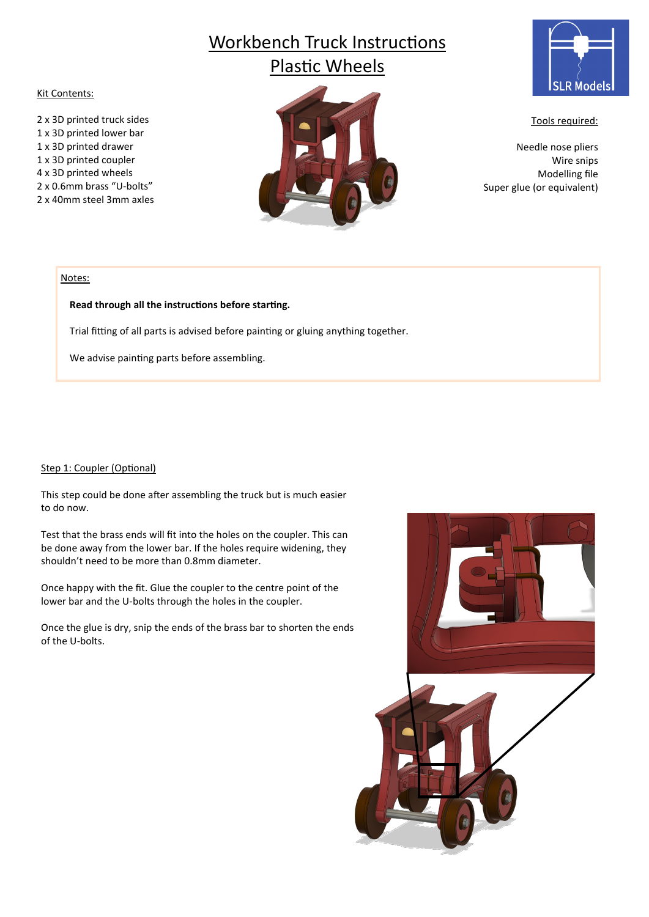# Workbench Truck Instructions
## Plastic Wheels

Kit Contents:

2 x 3D printed truck sides
1 x 3D printed lower bar
1 x 3D printed drawer
1 x 3D printed coupler
4 x 3D printed wheels
2 x 0.6mm brass "U-bolts"
2 x 40mm steel 3mm axles

Tools required:

Needle nose pliers
Wire snips
Modelling file
Super glue (or equivalent)

Notes:

**Read through all the instructions before starting.**

Trial fitting of all parts is advised before painting or gluing anything together.

We advise painting parts before assembling.

### Step 1: Coupler (Optional)

This step could be done after assembling the truck but is much easier to do now.

Test that the brass ends will fit into the holes on the coupler. This can be done away from the lower bar. If the holes require widening, they shouldn't need to be more than 0.8mm diameter.

Once happy with the fit. Glue the coupler to the centre point of the lower bar and the U-bolts through the holes in the coupler.

Once the glue is dry, snip the ends of the brass bar to shorten the ends of the U-bolts.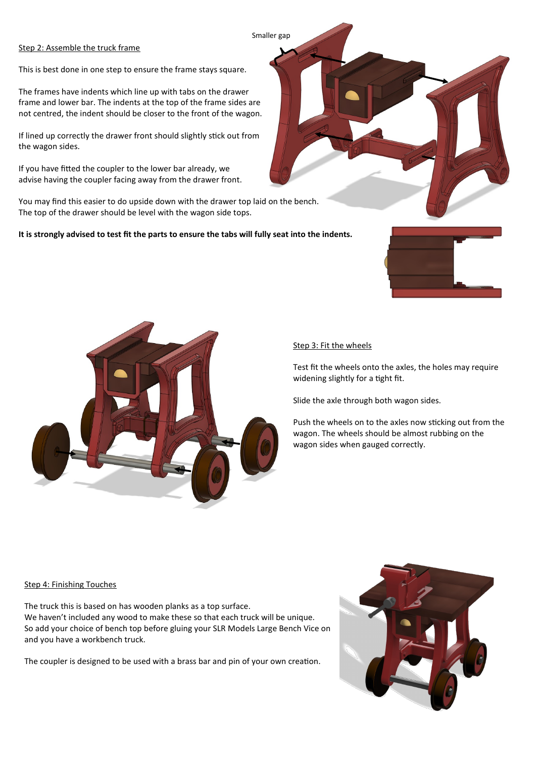Step 2: Assemble the truck frame

Smaller gap

This is best done in one step to ensure the frame stays square.

The frames have indents which line up with tabs on the drawer frame and lower bar. The indents at the top of the frame sides are not centred, the indent should be closer to the front of the wagon.

If lined up correctly the drawer front should slightly stick out from the wagon sides.

If you have fitted the coupler to the lower bar already, we advise having the coupler facing away from the drawer front.

You may find this easier to do upside down with the drawer top laid on the bench. The top of the drawer should be level with the wagon side tops.

**It is strongly advised to test fit the parts to ensure the tabs will fully seat into the indents.**

Step 3: Fit the wheels

Test fit the wheels onto the axles, the holes may require widening slightly for a tight fit.

Slide the axle through both wagon sides.

Push the wheels on to the axles now sticking out from the wagon. The wheels should be almost rubbing on the wagon sides when gauged correctly.

Step 4: Finishing Touches

The truck this is based on has wooden planks as a top surface.
We haven't included any wood to make these so that each truck will be unique.
So add your choice of bench top before gluing your SLR Models Large Bench Vice on and you have a workbench truck.

The coupler is designed to be used with a brass bar and pin of your own creation.